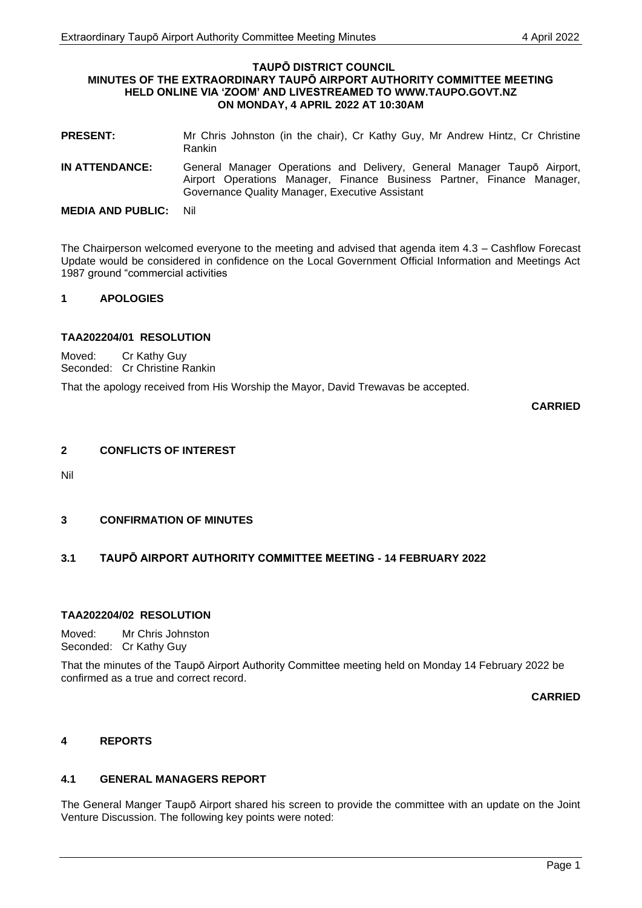**TAUPŌ DISTRICT COUNCIL**
**MINUTES OF THE EXTRAORDINARY TAUPŌ AIRPORT AUTHORITY COMMITTEE MEETING**
**HELD ONLINE VIA 'ZOOM' AND LIVESTREAMED TO WWW.TAUPO.GOVT.NZ**
**ON MONDAY, 4 APRIL 2022 AT 10:30AM**

**PRESENT:** Mr Chris Johnston (in the chair), Cr Kathy Guy, Mr Andrew Hintz, Cr Christine Rankin

**IN ATTENDANCE:** General Manager Operations and Delivery, General Manager Taupō Airport, Airport Operations Manager, Finance Business Partner, Finance Manager, Governance Quality Manager, Executive Assistant

**MEDIA AND PUBLIC:** Nil

The Chairperson welcomed everyone to the meeting and advised that agenda item 4.3 – Cashflow Forecast Update would be considered in confidence on the Local Government Official Information and Meetings Act 1987 ground "commercial activities

## 1 APOLOGIES

### TAA202204/01 RESOLUTION

Moved: Cr Kathy Guy
Seconded: Cr Christine Rankin

That the apology received from His Worship the Mayor, David Trewavas be accepted.

**CARRIED**

## 2 CONFLICTS OF INTEREST

Nil

## 3 CONFIRMATION OF MINUTES

### 3.1 TAUPŌ AIRPORT AUTHORITY COMMITTEE MEETING - 14 FEBRUARY 2022

### TAA202204/02 RESOLUTION

Moved: Mr Chris Johnston
Seconded: Cr Kathy Guy

That the minutes of the Taupō Airport Authority Committee meeting held on Monday 14 February 2022 be confirmed as a true and correct record.

**CARRIED**

## 4 REPORTS

### 4.1 GENERAL MANAGERS REPORT

The General Manger Taupō Airport shared his screen to provide the committee with an update on the Joint Venture Discussion. The following key points were noted: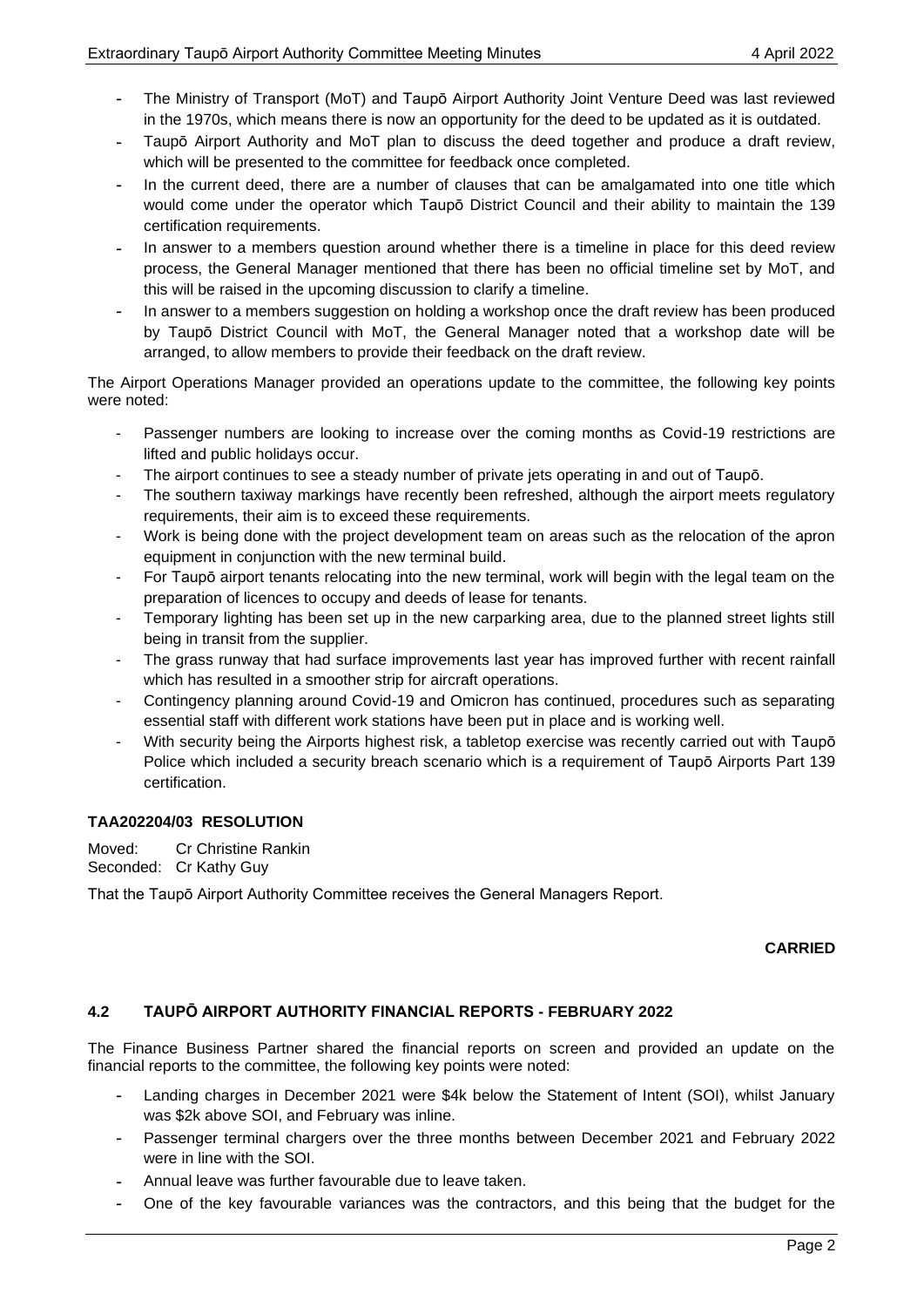- The Ministry of Transport (MoT) and Taupō Airport Authority Joint Venture Deed was last reviewed in the 1970s, which means there is now an opportunity for the deed to be updated as it is outdated.
- Taupō Airport Authority and MoT plan to discuss the deed together and produce a draft review, which will be presented to the committee for feedback once completed.
- In the current deed, there are a number of clauses that can be amalgamated into one title which would come under the operator which Taupō District Council and their ability to maintain the 139 certification requirements.
- In answer to a members question around whether there is a timeline in place for this deed review process, the General Manager mentioned that there has been no official timeline set by MoT, and this will be raised in the upcoming discussion to clarify a timeline.
- In answer to a members suggestion on holding a workshop once the draft review has been produced by Taupō District Council with MoT, the General Manager noted that a workshop date will be arranged, to allow members to provide their feedback on the draft review.

The Airport Operations Manager provided an operations update to the committee, the following key points were noted:

- Passenger numbers are looking to increase over the coming months as Covid-19 restrictions are lifted and public holidays occur.
- The airport continues to see a steady number of private jets operating in and out of Taupō.
- The southern taxiway markings have recently been refreshed, although the airport meets regulatory requirements, their aim is to exceed these requirements.
- Work is being done with the project development team on areas such as the relocation of the apron equipment in conjunction with the new terminal build.
- For Taupō airport tenants relocating into the new terminal, work will begin with the legal team on the preparation of licences to occupy and deeds of lease for tenants.
- Temporary lighting has been set up in the new carparking area, due to the planned street lights still being in transit from the supplier.
- The grass runway that had surface improvements last year has improved further with recent rainfall which has resulted in a smoother strip for aircraft operations.
- Contingency planning around Covid-19 and Omicron has continued, procedures such as separating essential staff with different work stations have been put in place and is working well.
- With security being the Airports highest risk, a tabletop exercise was recently carried out with Taupō Police which included a security breach scenario which is a requirement of Taupō Airports Part 139 certification.

**TAA202204/03 RESOLUTION**

Moved: Cr Christine Rankin
Seconded: Cr Kathy Guy

That the Taupō Airport Authority Committee receives the General Managers Report.

**CARRIED**

## 4.2 TAUPŌ AIRPORT AUTHORITY FINANCIAL REPORTS - FEBRUARY 2022

The Finance Business Partner shared the financial reports on screen and provided an update on the financial reports to the committee, the following key points were noted:

- Landing charges in December 2021 were $4k below the Statement of Intent (SOI), whilst January was $2k above SOI, and February was inline.
- Passenger terminal chargers over the three months between December 2021 and February 2022 were in line with the SOI.
- Annual leave was further favourable due to leave taken.
- One of the key favourable variances was the contractors, and this being that the budget for the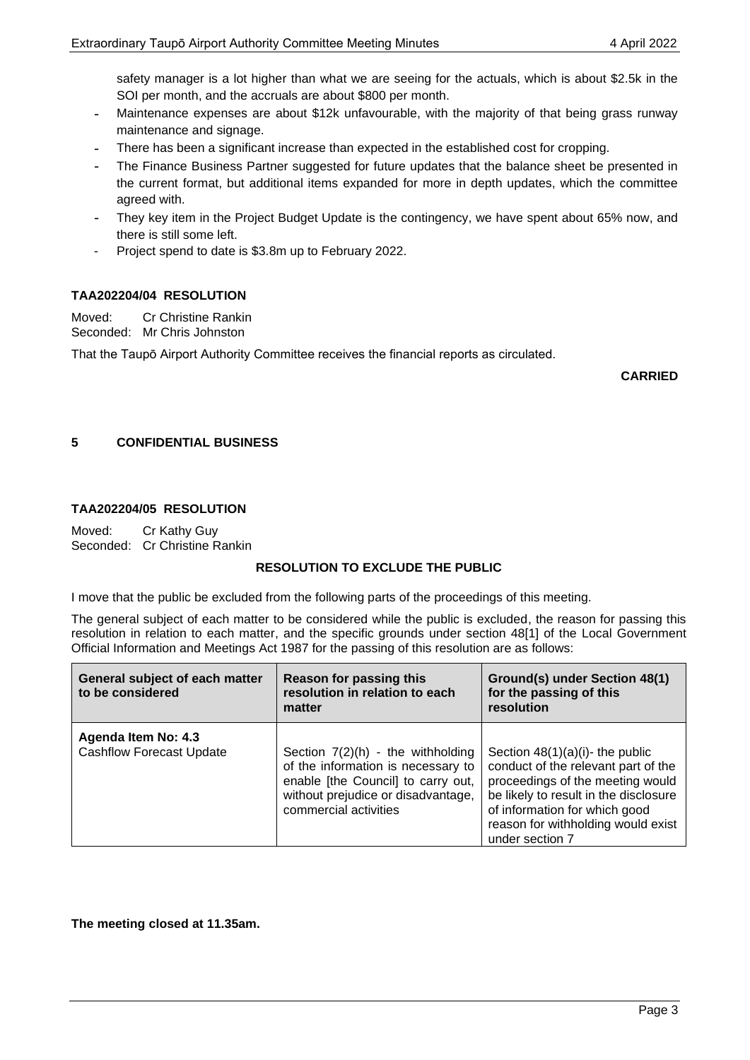safety manager is a lot higher than what we are seeing for the actuals, which is about $2.5k in the SOI per month, and the accruals are about $800 per month.

- Maintenance expenses are about $12k unfavourable, with the majority of that being grass runway maintenance and signage.
- There has been a significant increase than expected in the established cost for cropping.
- The Finance Business Partner suggested for future updates that the balance sheet be presented in the current format, but additional items expanded for more in depth updates, which the committee agreed with.
- They key item in the Project Budget Update is the contingency, we have spent about 65% now, and there is still some left.
- Project spend to date is $3.8m up to February 2022.

**TAA202204/04 RESOLUTION**

Moved: Cr Christine Rankin
Seconded: Mr Chris Johnston

That the Taupō Airport Authority Committee receives the financial reports as circulated.

**CARRIED**

## 5 CONFIDENTIAL BUSINESS

**TAA202204/05 RESOLUTION**

Moved: Cr Kathy Guy
Seconded: Cr Christine Rankin

**RESOLUTION TO EXCLUDE THE PUBLIC**

I move that the public be excluded from the following parts of the proceedings of this meeting.

The general subject of each matter to be considered while the public is excluded, the reason for passing this resolution in relation to each matter, and the specific grounds under section 48[1] of the Local Government Official Information and Meetings Act 1987 for the passing of this resolution are as follows:

| General subject of each matter to be considered | Reason for passing this resolution in relation to each matter | Ground(s) under Section 48(1) for the passing of this resolution |
|---|---|---|
| **Agenda Item No: 4.3** Cashflow Forecast Update | Section 7(2)(h) - the withholding of the information is necessary to enable [the Council] to carry out, without prejudice or disadvantage, commercial activities | Section 48(1)(a)(i)- the public conduct of the relevant part of the proceedings of the meeting would be likely to result in the disclosure of information for which good reason for withholding would exist under section 7 |

**The meeting closed at 11.35am.**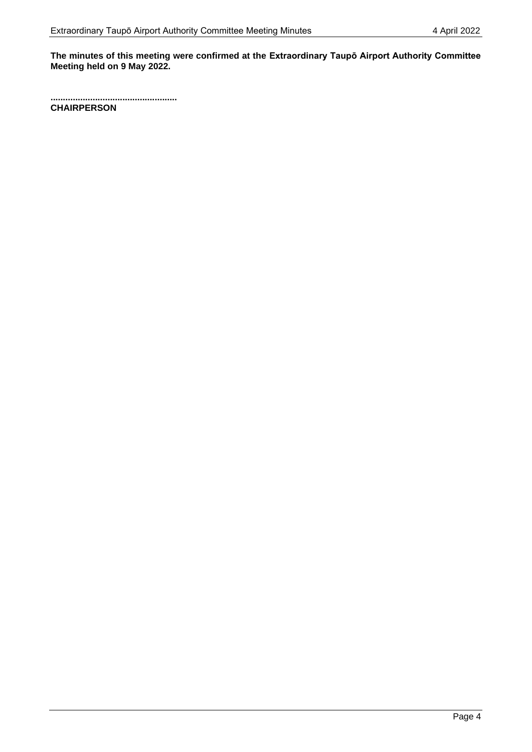**The minutes of this meeting were confirmed at the Extraordinary Taupō Airport Authority Committee Meeting held on 9 May 2022.**

**...................................................**
**CHAIRPERSON**